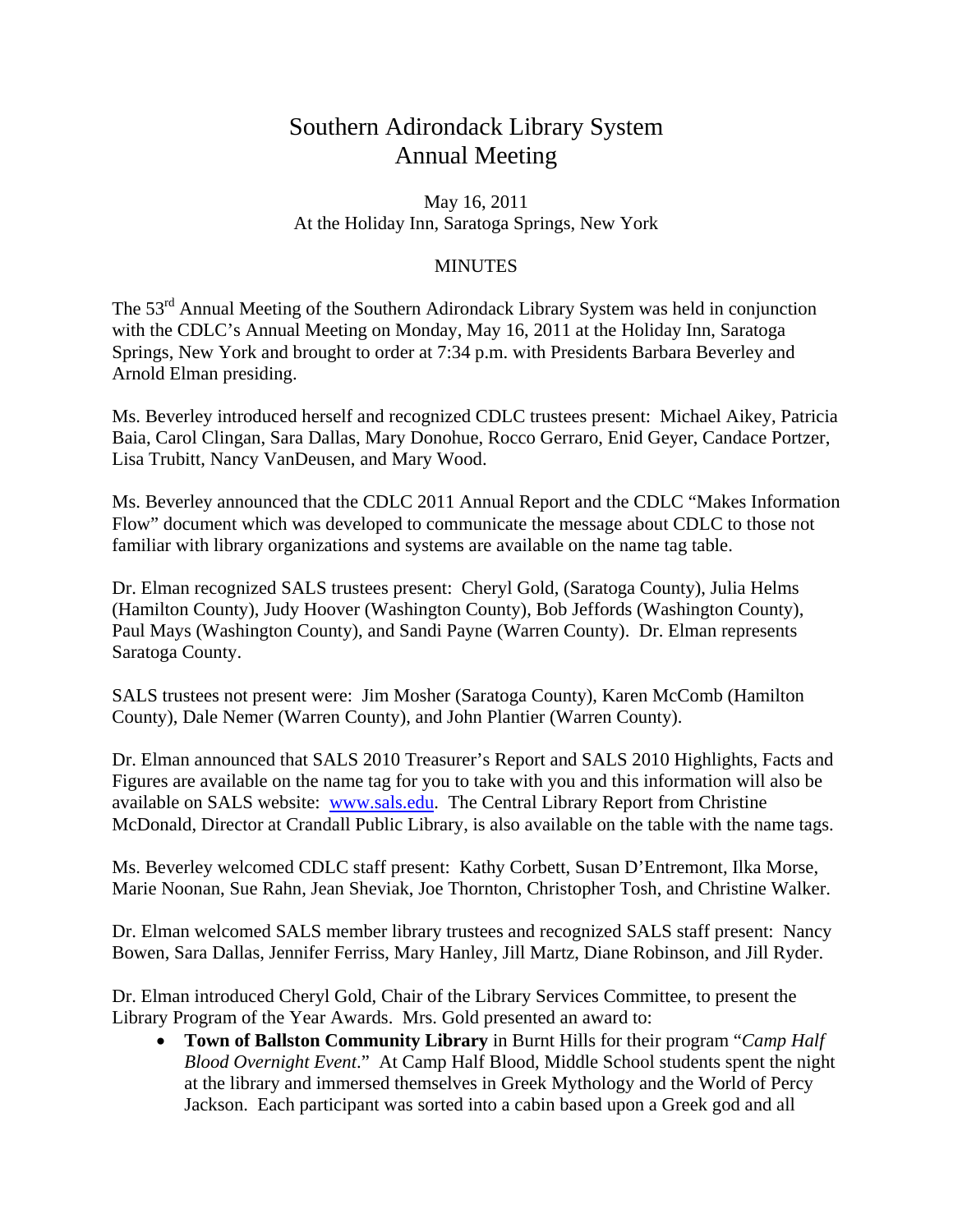# Southern Adirondack Library System
# Annual Meeting

May 16, 2011
At the Holiday Inn, Saratoga Springs, New York

## MINUTES

The 53rd Annual Meeting of the Southern Adirondack Library System was held in conjunction with the CDLC's Annual Meeting on Monday, May 16, 2011 at the Holiday Inn, Saratoga Springs, New York and brought to order at 7:34 p.m. with Presidents Barbara Beverley and Arnold Elman presiding.

Ms. Beverley introduced herself and recognized CDLC trustees present: Michael Aikey, Patricia Baia, Carol Clingan, Sara Dallas, Mary Donohue, Rocco Gerraro, Enid Geyer, Candace Portzer, Lisa Trubitt, Nancy VanDeusen, and Mary Wood.

Ms. Beverley announced that the CDLC 2011 Annual Report and the CDLC "Makes Information Flow" document which was developed to communicate the message about CDLC to those not familiar with library organizations and systems are available on the name tag table.

Dr. Elman recognized SALS trustees present: Cheryl Gold, (Saratoga County), Julia Helms (Hamilton County), Judy Hoover (Washington County), Bob Jeffords (Washington County), Paul Mays (Washington County), and Sandi Payne (Warren County). Dr. Elman represents Saratoga County.

SALS trustees not present were: Jim Mosher (Saratoga County), Karen McComb (Hamilton County), Dale Nemer (Warren County), and John Plantier (Warren County).

Dr. Elman announced that SALS 2010 Treasurer's Report and SALS 2010 Highlights, Facts and Figures are available on the name tag for you to take with you and this information will also be available on SALS website: www.sals.edu. The Central Library Report from Christine McDonald, Director at Crandall Public Library, is also available on the table with the name tags.

Ms. Beverley welcomed CDLC staff present: Kathy Corbett, Susan D'Entremont, Ilka Morse, Marie Noonan, Sue Rahn, Jean Sheviak, Joe Thornton, Christopher Tosh, and Christine Walker.

Dr. Elman welcomed SALS member library trustees and recognized SALS staff present: Nancy Bowen, Sara Dallas, Jennifer Ferriss, Mary Hanley, Jill Martz, Diane Robinson, and Jill Ryder.

Dr. Elman introduced Cheryl Gold, Chair of the Library Services Committee, to present the Library Program of the Year Awards. Mrs. Gold presented an award to:

- **Town of Ballston Community Library** in Burnt Hills for their program "*Camp Half Blood Overnight Event*." At Camp Half Blood, Middle School students spent the night at the library and immersed themselves in Greek Mythology and the World of Percy Jackson. Each participant was sorted into a cabin based upon a Greek god and all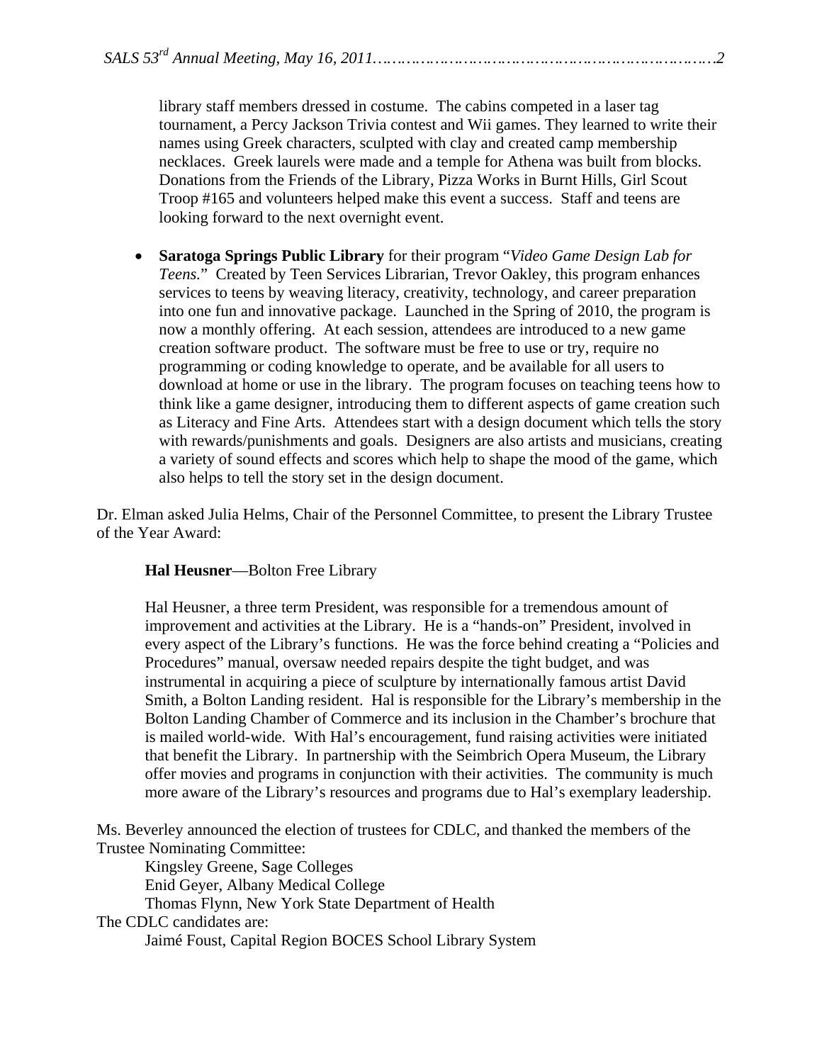library staff members dressed in costume. The cabins competed in a laser tag tournament, a Percy Jackson Trivia contest and Wii games. They learned to write their names using Greek characters, sculpted with clay and created camp membership necklaces. Greek laurels were made and a temple for Athena was built from blocks. Donations from the Friends of the Library, Pizza Works in Burnt Hills, Girl Scout Troop #165 and volunteers helped make this event a success. Staff and teens are looking forward to the next overnight event.

- **Saratoga Springs Public Library** for their program "*Video Game Design Lab for Teens.*" Created by Teen Services Librarian, Trevor Oakley, this program enhances services to teens by weaving literacy, creativity, technology, and career preparation into one fun and innovative package. Launched in the Spring of 2010, the program is now a monthly offering. At each session, attendees are introduced to a new game creation software product. The software must be free to use or try, require no programming or coding knowledge to operate, and be available for all users to download at home or use in the library. The program focuses on teaching teens how to think like a game designer, introducing them to different aspects of game creation such as Literacy and Fine Arts. Attendees start with a design document which tells the story with rewards/punishments and goals. Designers are also artists and musicians, creating a variety of sound effects and scores which help to shape the mood of the game, which also helps to tell the story set in the design document.

Dr. Elman asked Julia Helms, Chair of the Personnel Committee, to present the Library Trustee of the Year Award:

**Hal Heusner**—Bolton Free Library

Hal Heusner, a three term President, was responsible for a tremendous amount of improvement and activities at the Library. He is a "hands-on" President, involved in every aspect of the Library's functions. He was the force behind creating a "Policies and Procedures" manual, oversaw needed repairs despite the tight budget, and was instrumental in acquiring a piece of sculpture by internationally famous artist David Smith, a Bolton Landing resident. Hal is responsible for the Library's membership in the Bolton Landing Chamber of Commerce and its inclusion in the Chamber's brochure that is mailed world-wide. With Hal's encouragement, fund raising activities were initiated that benefit the Library. In partnership with the Seimbrich Opera Museum, the Library offer movies and programs in conjunction with their activities. The community is much more aware of the Library's resources and programs due to Hal's exemplary leadership.

Ms. Beverley announced the election of trustees for CDLC, and thanked the members of the Trustee Nominating Committee:

Kingsley Greene, Sage Colleges
Enid Geyer, Albany Medical College
Thomas Flynn, New York State Department of Health

The CDLC candidates are:

Jaimé Foust, Capital Region BOCES School Library System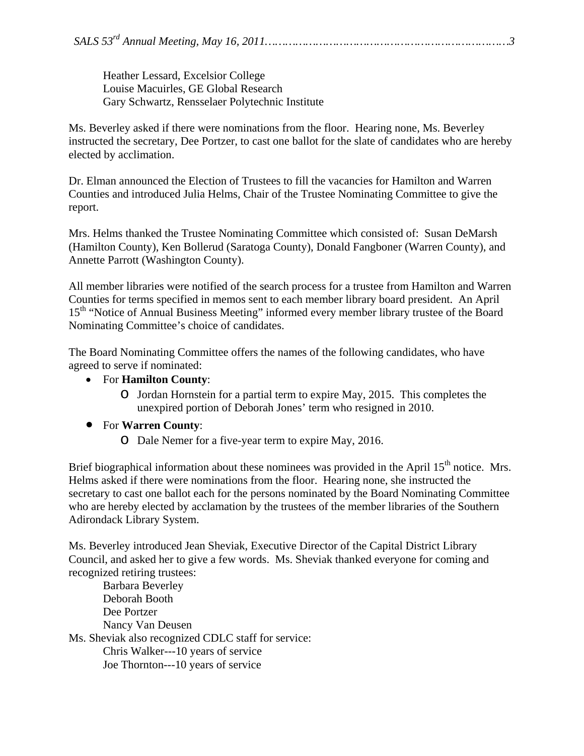Heather Lessard, Excelsior College
Louise Macuirles, GE Global Research
Gary Schwartz, Rensselaer Polytechnic Institute

Ms. Beverley asked if there were nominations from the floor. Hearing none, Ms. Beverley instructed the secretary, Dee Portzer, to cast one ballot for the slate of candidates who are hereby elected by acclimation.

Dr. Elman announced the Election of Trustees to fill the vacancies for Hamilton and Warren Counties and introduced Julia Helms, Chair of the Trustee Nominating Committee to give the report.

Mrs. Helms thanked the Trustee Nominating Committee which consisted of: Susan DeMarsh (Hamilton County), Ken Bollerud (Saratoga County), Donald Fangboner (Warren County), and Annette Parrott (Washington County).

All member libraries were notified of the search process for a trustee from Hamilton and Warren Counties for terms specified in memos sent to each member library board president. An April 15th "Notice of Annual Business Meeting" informed every member library trustee of the Board Nominating Committee's choice of candidates.

The Board Nominating Committee offers the names of the following candidates, who have agreed to serve if nominated:

- For **Hamilton County**:
  - Jordan Hornstein for a partial term to expire May, 2015. This completes the unexpired portion of Deborah Jones' term who resigned in 2010.
- For **Warren County**:
  - Dale Nemer for a five-year term to expire May, 2016.

Brief biographical information about these nominees was provided in the April 15th notice. Mrs. Helms asked if there were nominations from the floor. Hearing none, she instructed the secretary to cast one ballot each for the persons nominated by the Board Nominating Committee who are hereby elected by acclamation by the trustees of the member libraries of the Southern Adirondack Library System.

Ms. Beverley introduced Jean Sheviak, Executive Director of the Capital District Library Council, and asked her to give a few words. Ms. Sheviak thanked everyone for coming and recognized retiring trustees:

Barbara Beverley
Deborah Booth
Dee Portzer
Nancy Van Deusen

Ms. Sheviak also recognized CDLC staff for service:

Chris Walker---10 years of service
Joe Thornton---10 years of service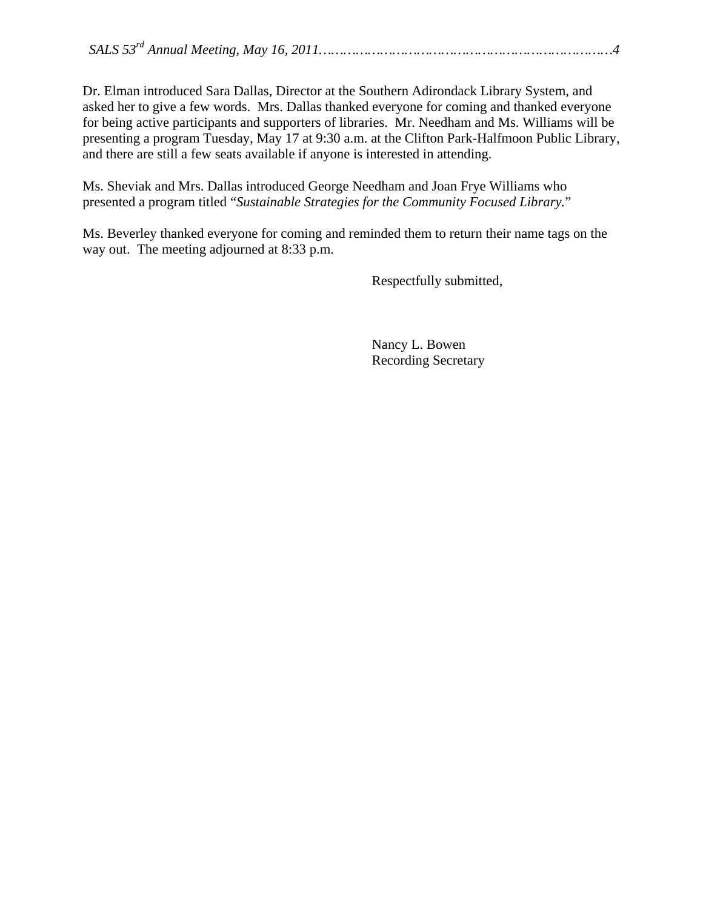Dr. Elman introduced Sara Dallas, Director at the Southern Adirondack Library System, and asked her to give a few words. Mrs. Dallas thanked everyone for coming and thanked everyone for being active participants and supporters of libraries. Mr. Needham and Ms. Williams will be presenting a program Tuesday, May 17 at 9:30 a.m. at the Clifton Park-Halfmoon Public Library, and there are still a few seats available if anyone is interested in attending.

Ms. Sheviak and Mrs. Dallas introduced George Needham and Joan Frye Williams who presented a program titled "*Sustainable Strategies for the Community Focused Library.*"

Ms. Beverley thanked everyone for coming and reminded them to return their name tags on the way out. The meeting adjourned at 8:33 p.m.

Respectfully submitted,

Nancy L. Bowen
Recording Secretary